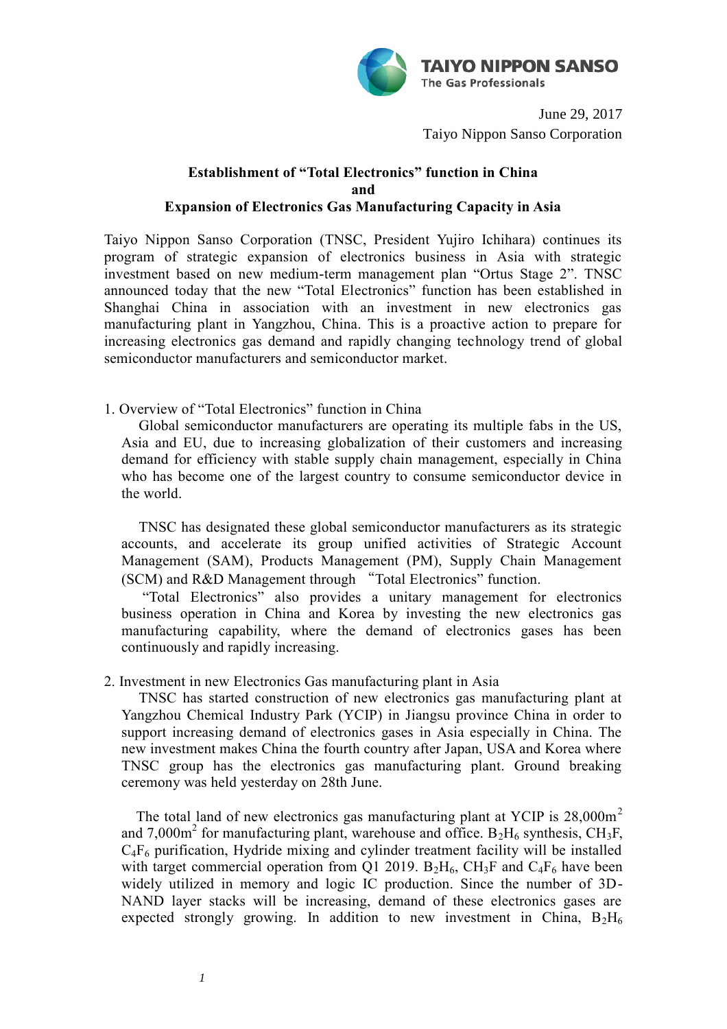TAIYO NIPPON SANSO
The Gas Professionals

June 29, 2017
Taiyo Nippon Sanso Corporation

**Establishment of "Total Electronics" function in China**
**and**
**Expansion of Electronics Gas Manufacturing Capacity in Asia**

Taiyo Nippon Sanso Corporation (TNSC, President Yujiro Ichihara) continues its program of strategic expansion of electronics business in Asia with strategic investment based on new medium-term management plan "Ortus Stage 2". TNSC announced today that the new "Total Electronics" function has been established in Shanghai China in association with an investment in new electronics gas manufacturing plant in Yangzhou, China. This is a proactive action to prepare for increasing electronics gas demand and rapidly changing technology trend of global semiconductor manufacturers and semiconductor market.

1. Overview of "Total Electronics" function in China

Global semiconductor manufacturers are operating its multiple fabs in the US, Asia and EU, due to increasing globalization of their customers and increasing demand for efficiency with stable supply chain management, especially in China who has become one of the largest country to consume semiconductor device in the world.

TNSC has designated these global semiconductor manufacturers as its strategic accounts, and accelerate its group unified activities of Strategic Account Management (SAM), Products Management (PM), Supply Chain Management (SCM) and R&D Management through "Total Electronics" function.

"Total Electronics" also provides a unitary management for electronics business operation in China and Korea by investing the new electronics gas manufacturing capability, where the demand of electronics gases has been continuously and rapidly increasing.

2. Investment in new Electronics Gas manufacturing plant in Asia

TNSC has started construction of new electronics gas manufacturing plant at Yangzhou Chemical Industry Park (YCIP) in Jiangsu province China in order to support increasing demand of electronics gases in Asia especially in China. The new investment makes China the fourth country after Japan, USA and Korea where TNSC group has the electronics gas manufacturing plant. Ground breaking ceremony was held yesterday on 28th June.

The total land of new electronics gas manufacturing plant at YCIP is 28,000m$^2$ and 7,000m$^2$ for manufacturing plant, warehouse and office. $B_2H_6$ synthesis, $CH_3F$, $C_4F_6$ purification, Hydride mixing and cylinder treatment facility will be installed with target commercial operation from Q1 2019. $B_2H_6$, $CH_3F$ and $C_4F_6$ have been widely utilized in memory and logic IC production. Since the number of 3D-NAND layer stacks will be increasing, demand of these electronics gases are expected strongly growing. In addition to new investment in China, $B_2H_6$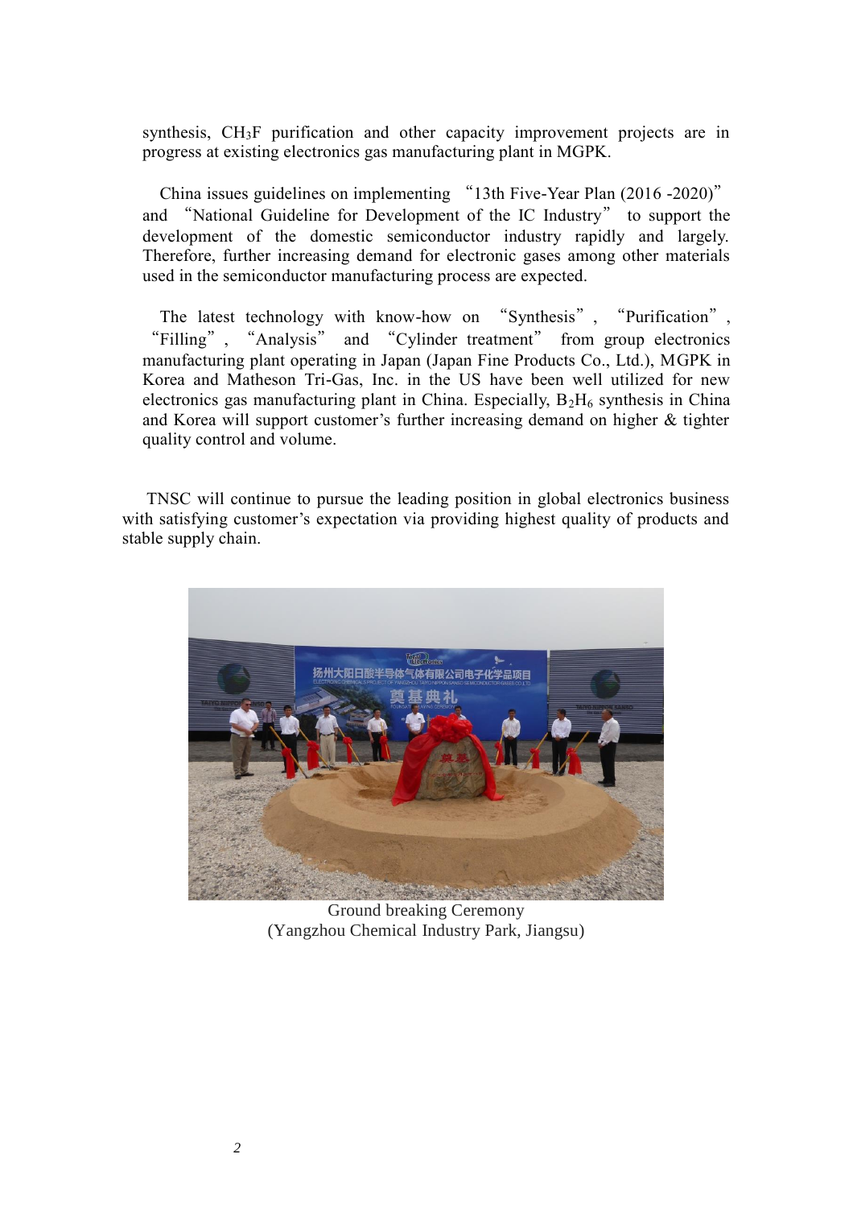synthesis, $CH_3F$ purification and other capacity improvement projects are in progress at existing electronics gas manufacturing plant in MGPK.

China issues guidelines on implementing "13th Five-Year Plan (2016 -2020)" and "National Guideline for Development of the IC Industry" to support the development of the domestic semiconductor industry rapidly and largely. Therefore, further increasing demand for electronic gases among other materials used in the semiconductor manufacturing process are expected.

The latest technology with know-how on "Synthesis", "Purification", "Filling", "Analysis" and "Cylinder treatment" from group electronics manufacturing plant operating in Japan (Japan Fine Products Co., Ltd.), MGPK in Korea and Matheson Tri-Gas, Inc. in the US have been well utilized for new electronics gas manufacturing plant in China. Especially, $B_2H_6$ synthesis in China and Korea will support customer's further increasing demand on higher & tighter quality control and volume.

TNSC will continue to pursue the leading position in global electronics business with satisfying customer's expectation via providing highest quality of products and stable supply chain.

Ground breaking Ceremony
(Yangzhou Chemical Industry Park, Jiangsu)